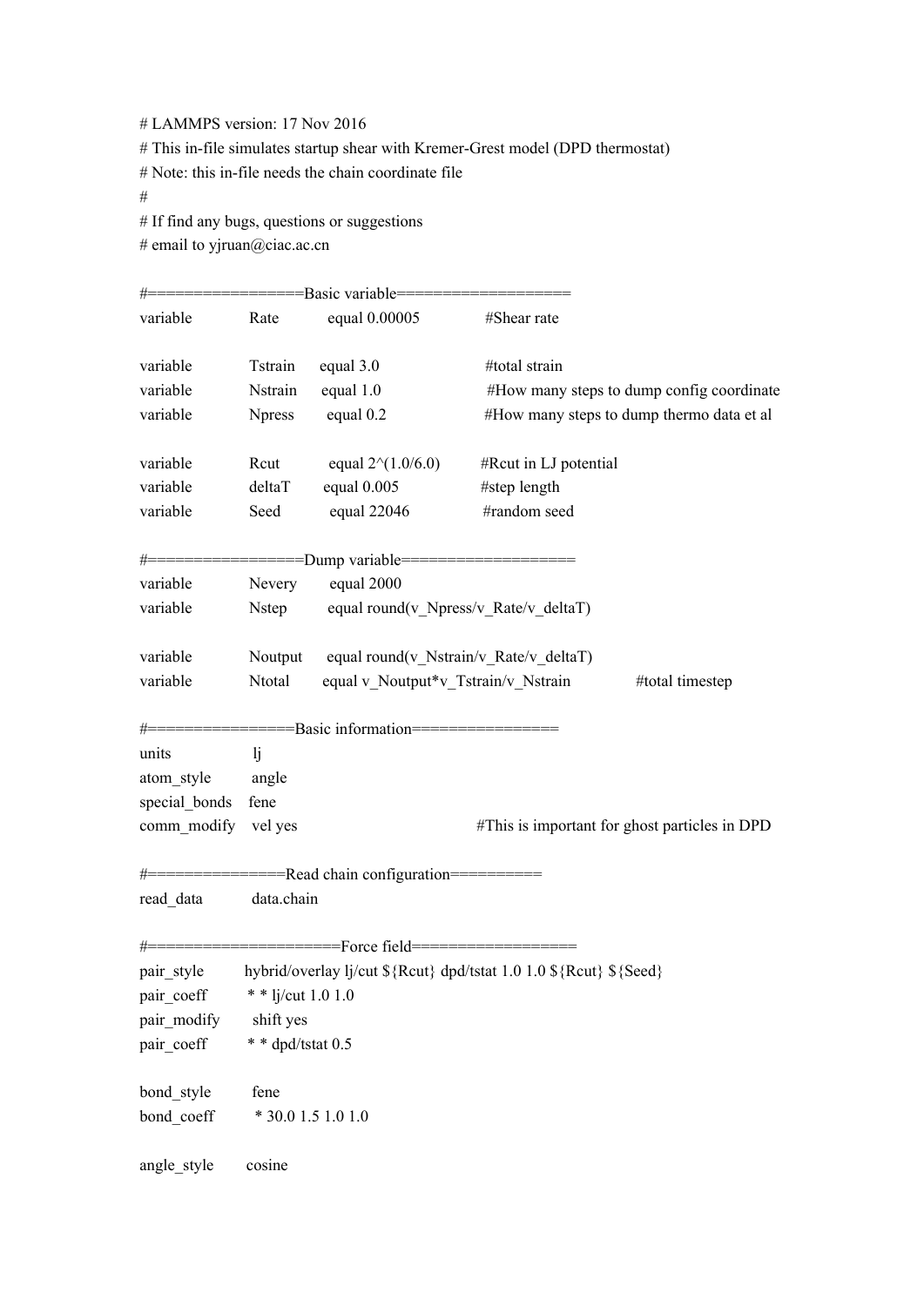```
# LAMMPS version: 17 Nov 2016
# This in-file simulates startup shear with Kremer-Grest model (DPD thermostat)
# Note: this in-file needs the chain coordinate file
#
# If find any bugs, questions or suggestions
# email to yjruan@ciac.ac.cn

#=================Basic variable===================
variable        Rate        equal 0.00005           #Shear rate

variable        Tstrain     equal 3.0               #total strain
variable        Nstrain     equal 1.0               #How many steps to dump config coordinate
variable        Npress      equal 0.2               #How many steps to dump thermo data et al

variable        Rcut        equal 2^(1.0/6.0)       #Rcut in LJ potential
variable        deltaT      equal 0.005             #step length
variable        Seed        equal 22046             #random seed

#=================Dump variable===================
variable        Nevery      equal 2000
variable        Nstep       equal round(v_Npress/v_Rate/v_deltaT)

variable        Noutput     equal round(v_Nstrain/v_Rate/v_deltaT)
variable        Ntotal      equal v_Noutput*v_Tstrain/v_Nstrain          #total timestep

#================Basic information================
units           lj
atom_style      angle
special_bonds   fene
comm_modify     vel yes                             #This is important for ghost particles in DPD

#===============Read chain configuration==========
read_data       data.chain

#====================Force field==================
pair_style      hybrid/overlay lj/cut ${Rcut} dpd/tstat 1.0 1.0 ${Rcut} ${Seed}
pair_coeff      * * lj/cut 1.0 1.0
pair_modify     shift yes
pair_coeff      * * dpd/tstat 0.5

bond_style      fene
bond_coeff      * 30.0 1.5 1.0 1.0

angle_style     cosine
```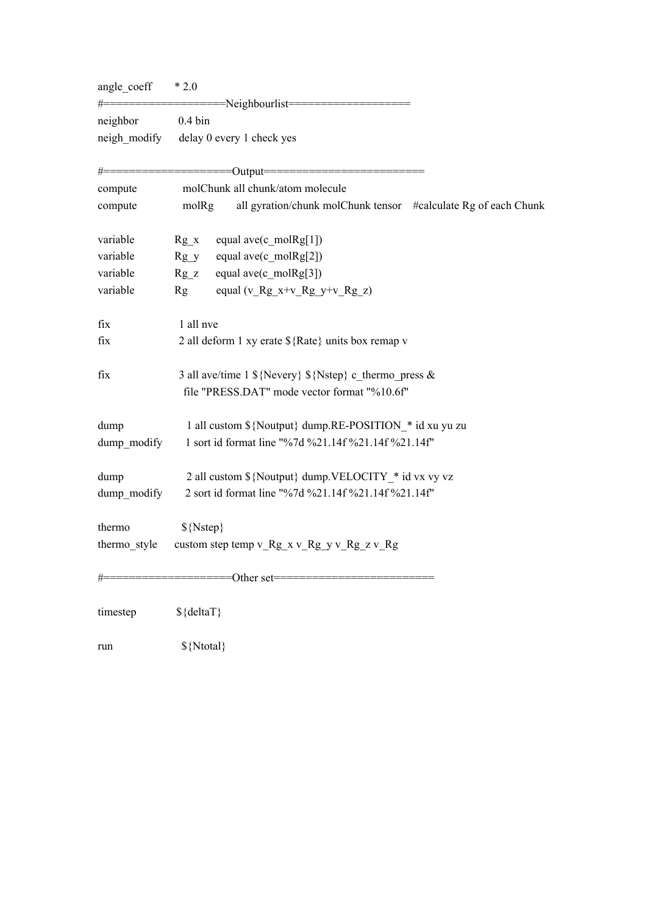```
angle_coeff       * 2.0
#===================Neighbourlist===================
neighbor          0.4 bin
neigh_modify      delay 0 every 1 check yes

#====================Output========================
compute           molChunk all chunk/atom molecule
compute           molRg      all gyration/chunk molChunk tensor    #calculate Rg of each Chunk

variable          Rg_x     equal ave(c_molRg[1])
variable          Rg_y     equal ave(c_molRg[2])
variable          Rg_z     equal ave(c_molRg[3])
variable          Rg       equal (v_Rg_x+v_Rg_y+v_Rg_z)

fix               1 all nve
fix               2 all deform 1 xy erate ${Rate} units box remap v

fix               3 all ave/time 1 ${Nevery} ${Nstep} c_thermo_press &
                  file "PRESS.DAT" mode vector format "%10.6f"

dump              1 all custom ${Noutput} dump.RE-POSITION_* id xu yu zu
dump_modify       1 sort id format line "%7d %21.14f %21.14f %21.14f"

dump              2 all custom ${Noutput} dump.VELOCITY_* id vx vy vz
dump_modify       2 sort id format line "%7d %21.14f %21.14f %21.14f"

thermo            ${Nstep}
thermo_style      custom step temp v_Rg_x v_Rg_y v_Rg_z v_Rg

#====================Other set========================

timestep          ${deltaT}

run               ${Ntotal}
```